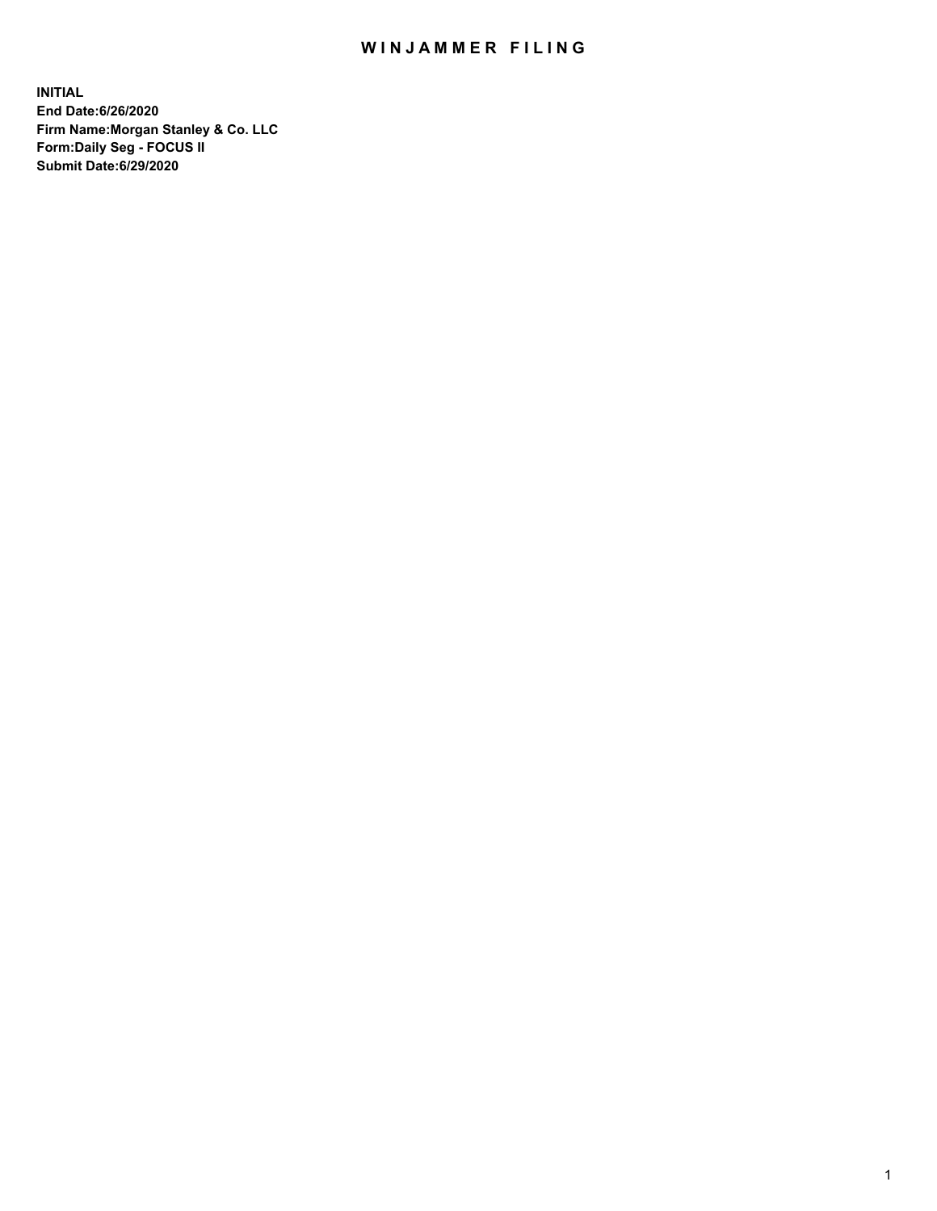# WINJAMMER FILING

**INITIAL**
**End Date:6/26/2020**
**Firm Name:Morgan Stanley & Co. LLC**
**Form:Daily Seg - FOCUS II**
**Submit Date:6/29/2020**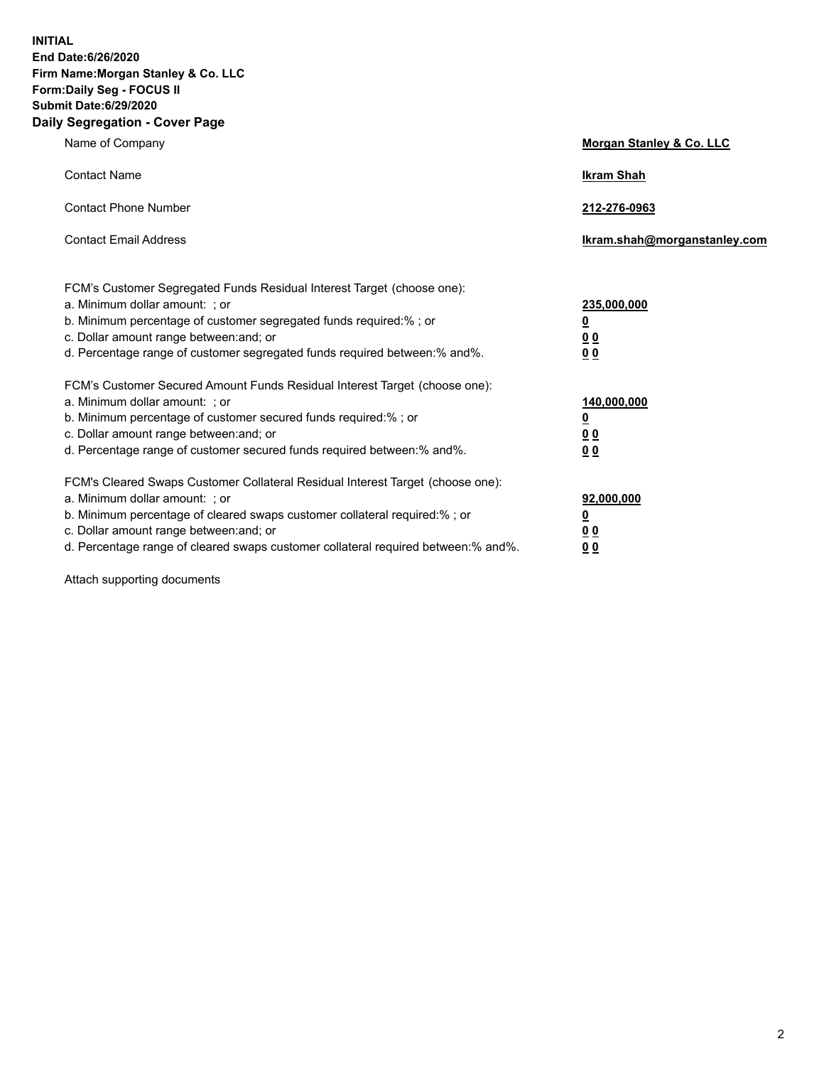**INITIAL**
**End Date:6/26/2020**
**Firm Name:Morgan Stanley & Co. LLC**
**Form:Daily Seg - FOCUS II**
**Submit Date:6/29/2020**
**Daily Segregation - Cover Page**

| | |
|---|---|
| Name of Company | **Morgan Stanley & Co. LLC** |
| Contact Name | **Ikram Shah** |
| Contact Phone Number | **212-276-0963** |
| Contact Email Address | **Ikram.shah@morganstanley.com** |
| FCM's Customer Segregated Funds Residual Interest Target (choose one): | |
| a. Minimum dollar amount: ; or | **235,000,000** |
| b. Minimum percentage of customer segregated funds required:% ; or | **0** |
| c. Dollar amount range between:and; or | **0 0** |
| d. Percentage range of customer segregated funds required between:% and%. | **0 0** |
| FCM's Customer Secured Amount Funds Residual Interest Target (choose one): | |
| a. Minimum dollar amount: ; or | **140,000,000** |
| b. Minimum percentage of customer secured funds required:% ; or | **0** |
| c. Dollar amount range between:and; or | **0 0** |
| d. Percentage range of customer secured funds required between:% and%. | **0 0** |
| FCM's Cleared Swaps Customer Collateral Residual Interest Target (choose one): | |
| a. Minimum dollar amount: ; or | **92,000,000** |
| b. Minimum percentage of cleared swaps customer collateral required:% ; or | **0** |
| c. Dollar amount range between:and; or | **0 0** |
| d. Percentage range of cleared swaps customer collateral required between:% and%. | **0 0** |

Attach supporting documents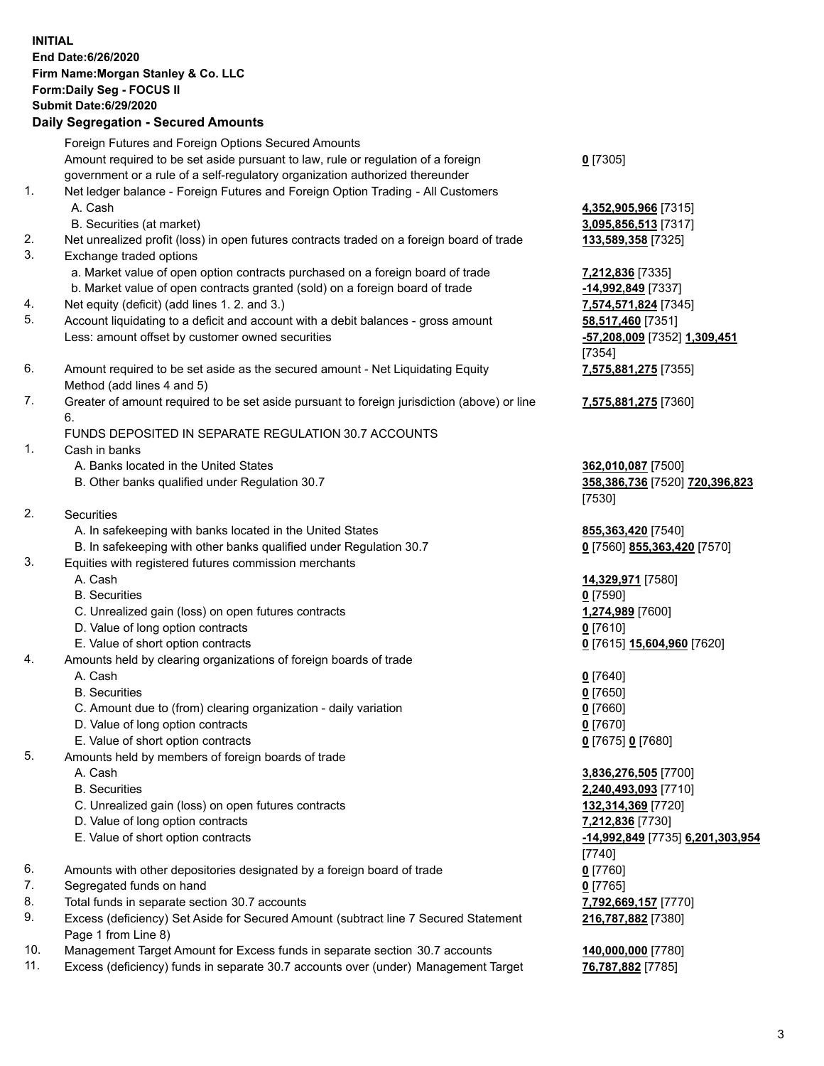**INITIAL**
**End Date:6/26/2020**
**Firm Name:Morgan Stanley & Co. LLC**
**Form:Daily Seg - FOCUS II**
**Submit Date:6/29/2020**

### Daily Segregation - Secured Amounts

| | | |
|---|---|---|
| | Foreign Futures and Foreign Options Secured Amounts | |
| | Amount required to be set aside pursuant to law, rule or regulation of a foreign government or a rule of a self-regulatory organization authorized thereunder | **0** [7305] |
| 1. | Net ledger balance - Foreign Futures and Foreign Option Trading - All Customers | |
| | A. Cash | **4,352,905,966** [7315] |
| | B. Securities (at market) | **3,095,856,513** [7317] |
| 2. | Net unrealized profit (loss) in open futures contracts traded on a foreign board of trade | **133,589,358** [7325] |
| 3. | Exchange traded options | |
| | a. Market value of open option contracts purchased on a foreign board of trade | **7,212,836** [7335] |
| | b. Market value of open contracts granted (sold) on a foreign board of trade | **-14,992,849** [7337] |
| 4. | Net equity (deficit) (add lines 1. 2. and 3.) | **7,574,571,824** [7345] |
| 5. | Account liquidating to a deficit and account with a debit balances - gross amount | **58,517,460** [7351] |
| | Less: amount offset by customer owned securities | **-57,208,009** [7352] **1,309,451** [7354] |
| 6. | Amount required to be set aside as the secured amount - Net Liquidating Equity Method (add lines 4 and 5) | **7,575,881,275** [7355] |
| 7. | Greater of amount required to be set aside pursuant to foreign jurisdiction (above) or line 6. | **7,575,881,275** [7360] |
| | FUNDS DEPOSITED IN SEPARATE REGULATION 30.7 ACCOUNTS | |
| 1. | Cash in banks | |
| | A. Banks located in the United States | **362,010,087** [7500] |
| | B. Other banks qualified under Regulation 30.7 | **358,386,736** [7520] **720,396,823** [7530] |
| 2. | Securities | |
| | A. In safekeeping with banks located in the United States | **855,363,420** [7540] |
| | B. In safekeeping with other banks qualified under Regulation 30.7 | **0** [7560] **855,363,420** [7570] |
| 3. | Equities with registered futures commission merchants | |
| | A. Cash | **14,329,971** [7580] |
| | B. Securities | **0** [7590] |
| | C. Unrealized gain (loss) on open futures contracts | **1,274,989** [7600] |
| | D. Value of long option contracts | **0** [7610] |
| | E. Value of short option contracts | **0** [7615] **15,604,960** [7620] |
| 4. | Amounts held by clearing organizations of foreign boards of trade | |
| | A. Cash | **0** [7640] |
| | B. Securities | **0** [7650] |
| | C. Amount due to (from) clearing organization - daily variation | **0** [7660] |
| | D. Value of long option contracts | **0** [7670] |
| | E. Value of short option contracts | **0** [7675] **0** [7680] |
| 5. | Amounts held by members of foreign boards of trade | |
| | A. Cash | **3,836,276,505** [7700] |
| | B. Securities | **2,240,493,093** [7710] |
| | C. Unrealized gain (loss) on open futures contracts | **132,314,369** [7720] |
| | D. Value of long option contracts | **7,212,836** [7730] |
| | E. Value of short option contracts | **-14,992,849** [7735] **6,201,303,954** [7740] |
| 6. | Amounts with other depositories designated by a foreign board of trade | **0** [7760] |
| 7. | Segregated funds on hand | **0** [7765] |
| 8. | Total funds in separate section 30.7 accounts | **7,792,669,157** [7770] |
| 9. | Excess (deficiency) Set Aside for Secured Amount (subtract line 7 Secured Statement Page 1 from Line 8) | **216,787,882** [7380] |
| 10. | Management Target Amount for Excess funds in separate section 30.7 accounts | **140,000,000** [7780] |
| 11. | Excess (deficiency) funds in separate 30.7 accounts over (under) Management Target | **76,787,882** [7785] |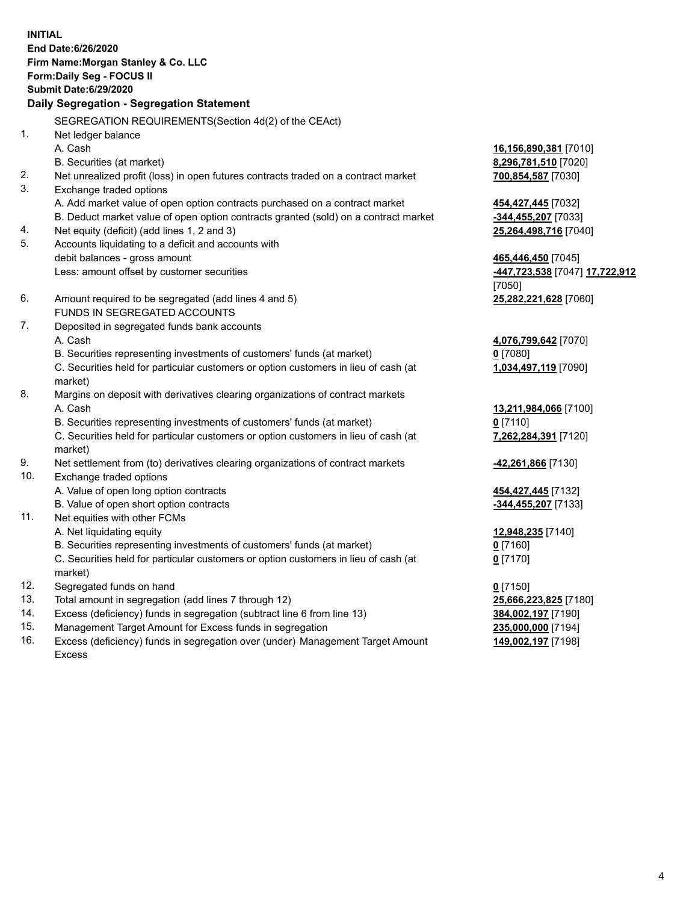**INITIAL**
**End Date:6/26/2020**
**Firm Name:Morgan Stanley & Co. LLC**
**Form:Daily Seg - FOCUS II**
**Submit Date:6/29/2020**

**Daily Segregation - Segregation Statement**

| | | |
|---|---|---|
| | SEGREGATION REQUIREMENTS(Section 4d(2) of the CEAct) | |
| 1. | Net ledger balance | |
| | A. Cash | **16,156,890,381** [7010] |
| | B. Securities (at market) | **8,296,781,510** [7020] |
| 2. | Net unrealized profit (loss) in open futures contracts traded on a contract market | **700,854,587** [7030] |
| 3. | Exchange traded options | |
| | A. Add market value of open option contracts purchased on a contract market | **454,427,445** [7032] |
| | B. Deduct market value of open option contracts granted (sold) on a contract market | **-344,455,207** [7033] |
| 4. | Net equity (deficit) (add lines 1, 2 and 3) | **25,264,498,716** [7040] |
| 5. | Accounts liquidating to a deficit and accounts with debit balances - gross amount | **465,446,450** [7045] |
| | Less: amount offset by customer securities | **-447,723,538** [7047] **17,722,912** [7050] |
| 6. | Amount required to be segregated (add lines 4 and 5) | **25,282,221,628** [7060] |
| | FUNDS IN SEGREGATED ACCOUNTS | |
| 7. | Deposited in segregated funds bank accounts | |
| | A. Cash | **4,076,799,642** [7070] |
| | B. Securities representing investments of customers' funds (at market) | **0** [7080] |
| | C. Securities held for particular customers or option customers in lieu of cash (at market) | **1,034,497,119** [7090] |
| 8. | Margins on deposit with derivatives clearing organizations of contract markets | |
| | A. Cash | **13,211,984,066** [7100] |
| | B. Securities representing investments of customers' funds (at market) | **0** [7110] |
| | C. Securities held for particular customers or option customers in lieu of cash (at market) | **7,262,284,391** [7120] |
| 9. | Net settlement from (to) derivatives clearing organizations of contract markets | **-42,261,866** [7130] |
| 10. | Exchange traded options | |
| | A. Value of open long option contracts | **454,427,445** [7132] |
| | B. Value of open short option contracts | **-344,455,207** [7133] |
| 11. | Net equities with other FCMs | |
| | A. Net liquidating equity | **12,948,235** [7140] |
| | B. Securities representing investments of customers' funds (at market) | **0** [7160] |
| | C. Securities held for particular customers or option customers in lieu of cash (at market) | **0** [7170] |
| 12. | Segregated funds on hand | **0** [7150] |
| 13. | Total amount in segregation (add lines 7 through 12) | **25,666,223,825** [7180] |
| 14. | Excess (deficiency) funds in segregation (subtract line 6 from line 13) | **384,002,197** [7190] |
| 15. | Management Target Amount for Excess funds in segregation | **235,000,000** [7194] |
| 16. | Excess (deficiency) funds in segregation over (under) Management Target Amount Excess | **149,002,197** [7198] |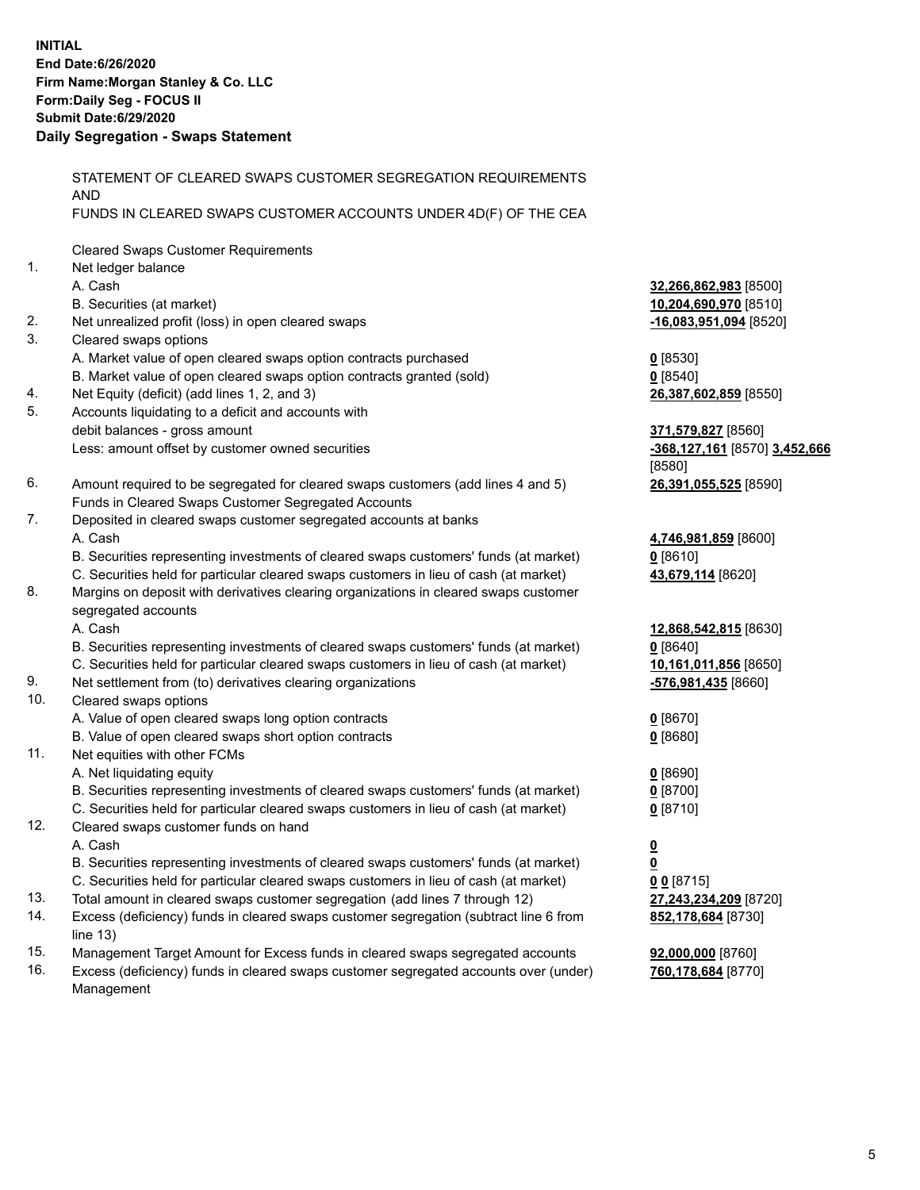**INITIAL**
**End Date:6/26/2020**
**Firm Name:Morgan Stanley & Co. LLC**
**Form:Daily Seg - FOCUS II**
**Submit Date:6/29/2020**
**Daily Segregation - Swaps Statement**

STATEMENT OF CLEARED SWAPS CUSTOMER SEGREGATION REQUIREMENTS AND
FUNDS IN CLEARED SWAPS CUSTOMER ACCOUNTS UNDER 4D(F) OF THE CEA

| | | |
|---|---|---|
| | Cleared Swaps Customer Requirements | |
| 1. | Net ledger balance | |
| | A. Cash | **32,266,862,983** [8500] |
| | B. Securities (at market) | **10,204,690,970** [8510] |
| 2. | Net unrealized profit (loss) in open cleared swaps | **-16,083,951,094** [8520] |
| 3. | Cleared swaps options | |
| | A. Market value of open cleared swaps option contracts purchased | **0** [8530] |
| | B. Market value of open cleared swaps option contracts granted (sold) | **0** [8540] |
| 4. | Net Equity (deficit) (add lines 1, 2, and 3) | **26,387,602,859** [8550] |
| 5. | Accounts liquidating to a deficit and accounts with debit balances - gross amount | **371,579,827** [8560] |
| | Less: amount offset by customer owned securities | **-368,127,161** [8570] **3,452,666** [8580] |
| 6. | Amount required to be segregated for cleared swaps customers (add lines 4 and 5) | **26,391,055,525** [8590] |
| | Funds in Cleared Swaps Customer Segregated Accounts | |
| 7. | Deposited in cleared swaps customer segregated accounts at banks | |
| | A. Cash | **4,746,981,859** [8600] |
| | B. Securities representing investments of cleared swaps customers' funds (at market) | **0** [8610] |
| | C. Securities held for particular cleared swaps customers in lieu of cash (at market) | **43,679,114** [8620] |
| 8. | Margins on deposit with derivatives clearing organizations in cleared swaps customer segregated accounts | |
| | A. Cash | **12,868,542,815** [8630] |
| | B. Securities representing investments of cleared swaps customers' funds (at market) | **0** [8640] |
| | C. Securities held for particular cleared swaps customers in lieu of cash (at market) | **10,161,011,856** [8650] |
| 9. | Net settlement from (to) derivatives clearing organizations | **-576,981,435** [8660] |
| 10. | Cleared swaps options | |
| | A. Value of open cleared swaps long option contracts | **0** [8670] |
| | B. Value of open cleared swaps short option contracts | **0** [8680] |
| 11. | Net equities with other FCMs | |
| | A. Net liquidating equity | **0** [8690] |
| | B. Securities representing investments of cleared swaps customers' funds (at market) | **0** [8700] |
| | C. Securities held for particular cleared swaps customers in lieu of cash (at market) | **0** [8710] |
| 12. | Cleared swaps customer funds on hand | |
| | A. Cash | **0** |
| | B. Securities representing investments of cleared swaps customers' funds (at market) | **0** |
| | C. Securities held for particular cleared swaps customers in lieu of cash (at market) | **0** **0** [8715] |
| 13. | Total amount in cleared swaps customer segregation (add lines 7 through 12) | **27,243,234,209** [8720] |
| 14. | Excess (deficiency) funds in cleared swaps customer segregation (subtract line 6 from line 13) | **852,178,684** [8730] |
| 15. | Management Target Amount for Excess funds in cleared swaps segregated accounts | **92,000,000** [8760] |
| 16. | Excess (deficiency) funds in cleared swaps customer segregated accounts over (under) Management | **760,178,684** [8770] |